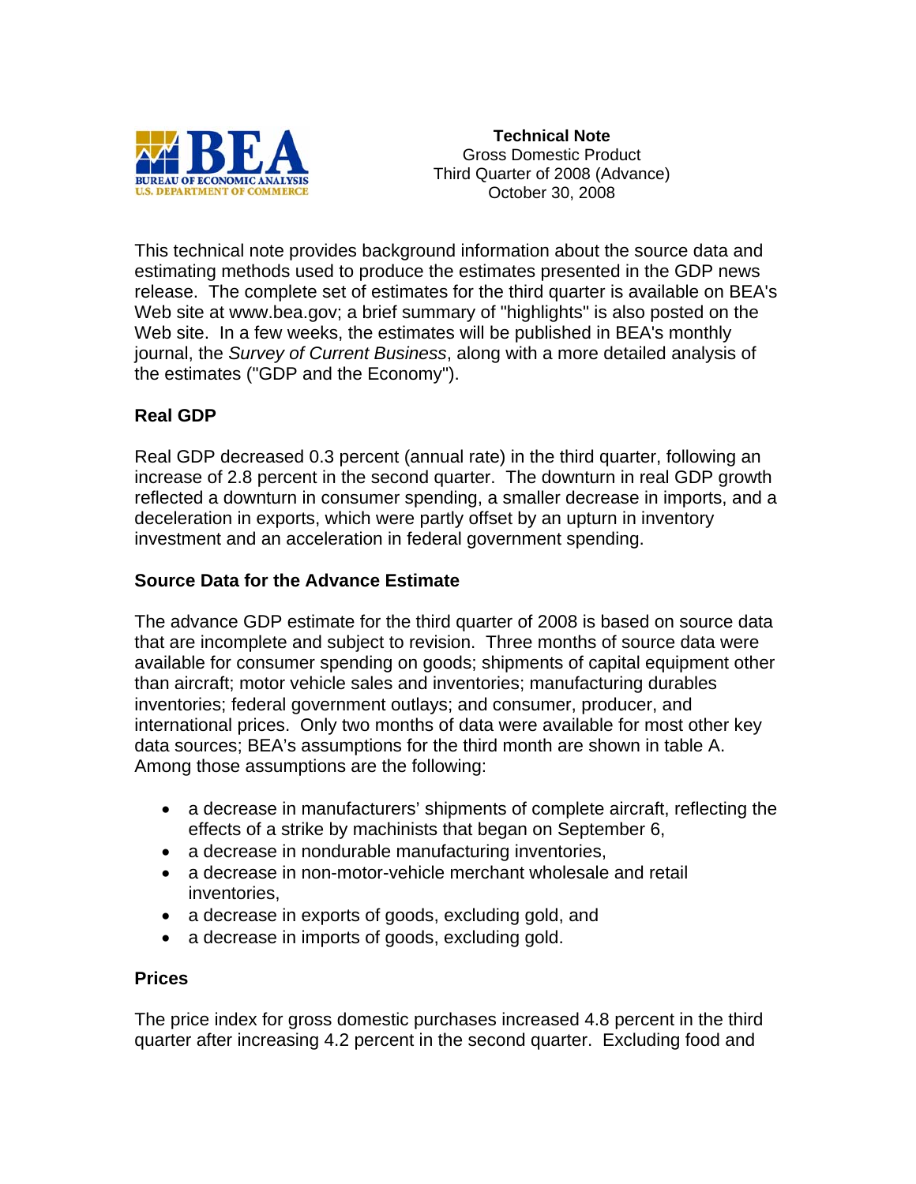**Technical Note**
Gross Domestic Product
Third Quarter of 2008 (Advance)
October 30, 2008

This technical note provides background information about the source data and estimating methods used to produce the estimates presented in the GDP news release. The complete set of estimates for the third quarter is available on BEA's Web site at www.bea.gov; a brief summary of "highlights" is also posted on the Web site. In a few weeks, the estimates will be published in BEA's monthly journal, the *Survey of Current Business*, along with a more detailed analysis of the estimates ("GDP and the Economy").

## Real GDP

Real GDP decreased 0.3 percent (annual rate) in the third quarter, following an increase of 2.8 percent in the second quarter. The downturn in real GDP growth reflected a downturn in consumer spending, a smaller decrease in imports, and a deceleration in exports, which were partly offset by an upturn in inventory investment and an acceleration in federal government spending.

## Source Data for the Advance Estimate

The advance GDP estimate for the third quarter of 2008 is based on source data that are incomplete and subject to revision. Three months of source data were available for consumer spending on goods; shipments of capital equipment other than aircraft; motor vehicle sales and inventories; manufacturing durables inventories; federal government outlays; and consumer, producer, and international prices. Only two months of data were available for most other key data sources; BEA's assumptions for the third month are shown in table A. Among those assumptions are the following:

- a decrease in manufacturers' shipments of complete aircraft, reflecting the effects of a strike by machinists that began on September 6,
- a decrease in nondurable manufacturing inventories,
- a decrease in non-motor-vehicle merchant wholesale and retail inventories,
- a decrease in exports of goods, excluding gold, and
- a decrease in imports of goods, excluding gold.

## Prices

The price index for gross domestic purchases increased 4.8 percent in the third quarter after increasing 4.2 percent in the second quarter. Excluding food and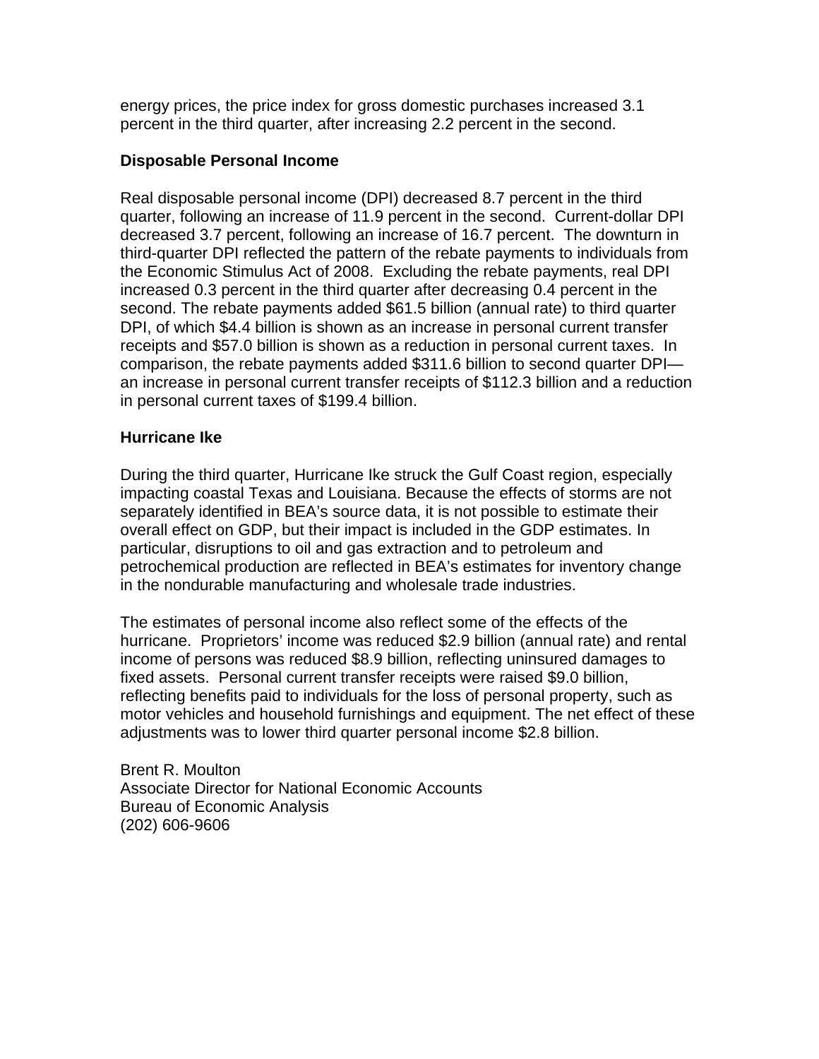energy prices, the price index for gross domestic purchases increased 3.1 percent in the third quarter, after increasing 2.2 percent in the second.

**Disposable Personal Income**

Real disposable personal income (DPI) decreased 8.7 percent in the third quarter, following an increase of 11.9 percent in the second. Current-dollar DPI decreased 3.7 percent, following an increase of 16.7 percent. The downturn in third-quarter DPI reflected the pattern of the rebate payments to individuals from the Economic Stimulus Act of 2008. Excluding the rebate payments, real DPI increased 0.3 percent in the third quarter after decreasing 0.4 percent in the second. The rebate payments added $61.5 billion (annual rate) to third quarter DPI, of which $4.4 billion is shown as an increase in personal current transfer receipts and $57.0 billion is shown as a reduction in personal current taxes. In comparison, the rebate payments added $311.6 billion to second quarter DPI—an increase in personal current transfer receipts of $112.3 billion and a reduction in personal current taxes of $199.4 billion.

**Hurricane Ike**

During the third quarter, Hurricane Ike struck the Gulf Coast region, especially impacting coastal Texas and Louisiana. Because the effects of storms are not separately identified in BEA's source data, it is not possible to estimate their overall effect on GDP, but their impact is included in the GDP estimates. In particular, disruptions to oil and gas extraction and to petroleum and petrochemical production are reflected in BEA's estimates for inventory change in the nondurable manufacturing and wholesale trade industries.

The estimates of personal income also reflect some of the effects of the hurricane. Proprietors' income was reduced $2.9 billion (annual rate) and rental income of persons was reduced $8.9 billion, reflecting uninsured damages to fixed assets. Personal current transfer receipts were raised $9.0 billion, reflecting benefits paid to individuals for the loss of personal property, such as motor vehicles and household furnishings and equipment. The net effect of these adjustments was to lower third quarter personal income $2.8 billion.

Brent R. Moulton
Associate Director for National Economic Accounts
Bureau of Economic Analysis
(202) 606-9606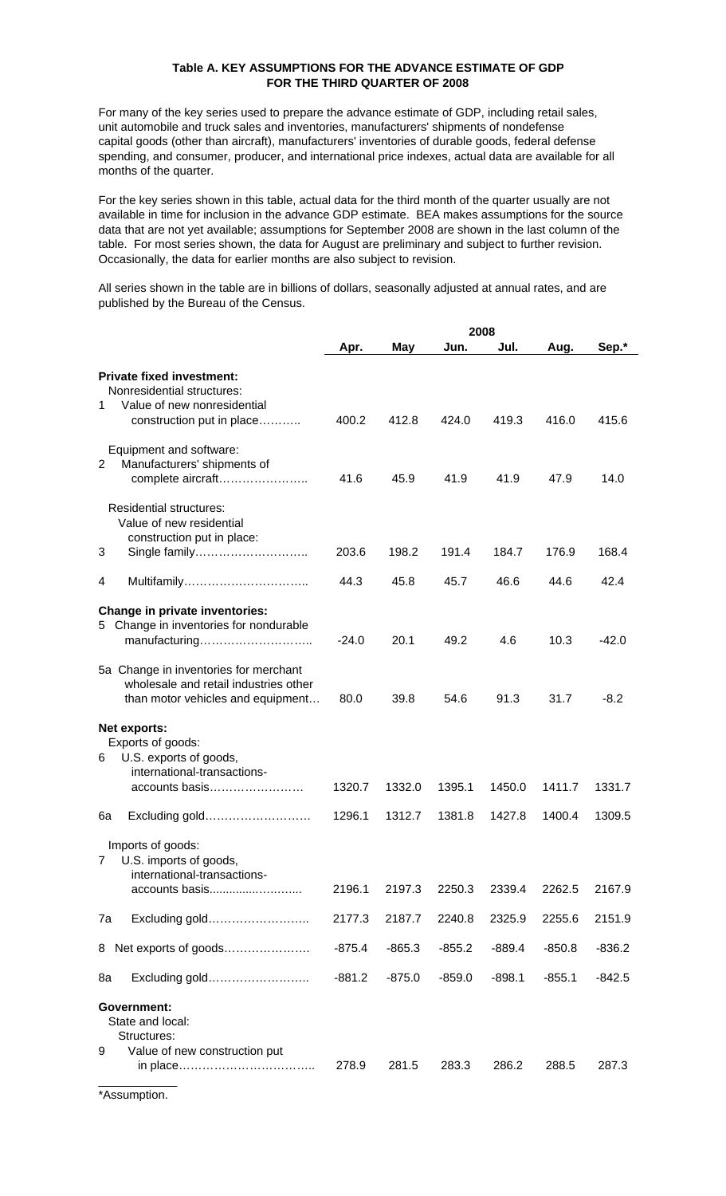**Table A. KEY ASSUMPTIONS FOR THE ADVANCE ESTIMATE OF GDP FOR THE THIRD QUARTER OF 2008**

For many of the key series used to prepare the advance estimate of GDP, including retail sales, unit automobile and truck sales and inventories, manufacturers' shipments of nondefense capital goods (other than aircraft), manufacturers' inventories of durable goods, federal defense spending, and consumer, producer, and international price indexes, actual data are available for all months of the quarter.

For the key series shown in this table, actual data for the third month of the quarter usually are not available in time for inclusion in the advance GDP estimate. BEA makes assumptions for the source data that are not yet available; assumptions for September 2008 are shown in the last column of the table. For most series shown, the data for August are preliminary and subject to further revision. Occasionally, the data for earlier months are also subject to revision.

All series shown in the table are in billions of dollars, seasonally adjusted at annual rates, and are published by the Bureau of the Census.

| | 2008 | | | | | |
|---|---|---|---|---|---|---|
| | Apr. | May | Jun. | Jul. | Aug. | Sep.* |
| **Private fixed investment:** | | | | | | |
| Nonresidential structures: | | | | | | |
| 1 Value of new nonresidential construction put in place……….. | 400.2 | 412.8 | 424.0 | 419.3 | 416.0 | 415.6 |
| Equipment and software: | | | | | | |
| 2 Manufacturers' shipments of complete aircraft………………….. | 41.6 | 45.9 | 41.9 | 41.9 | 47.9 | 14.0 |
| Residential structures: | | | | | | |
| Value of new residential construction put in place: | | | | | | |
| 3 Single family……………………….. | 203.6 | 198.2 | 191.4 | 184.7 | 176.9 | 168.4 |
| 4 Multifamily………………………….. | 44.3 | 45.8 | 45.7 | 46.6 | 44.6 | 42.4 |
| **Change in private inventories:** | | | | | | |
| 5 Change in inventories for nondurable manufacturing……………………….. | -24.0 | 20.1 | 49.2 | 4.6 | 10.3 | -42.0 |
| 5a Change in inventories for merchant wholesale and retail industries other than motor vehicles and equipment… | 80.0 | 39.8 | 54.6 | 91.3 | 31.7 | -8.2 |
| **Net exports:** | | | | | | |
| Exports of goods: | | | | | | |
| 6 U.S. exports of goods, international-transactions-accounts basis…………………… | 1320.7 | 1332.0 | 1395.1 | 1450.0 | 1411.7 | 1331.7 |
| 6a Excluding gold……………………… | 1296.1 | 1312.7 | 1381.8 | 1427.8 | 1400.4 | 1309.5 |
| Imports of goods: | | | | | | |
| 7 U.S. imports of goods, international-transactions-accounts basis............…………. | 2196.1 | 2197.3 | 2250.3 | 2339.4 | 2262.5 | 2167.9 |
| 7a Excluding gold…………………….. | 2177.3 | 2187.7 | 2240.8 | 2325.9 | 2255.6 | 2151.9 |
| 8 Net exports of goods…………………. | -875.4 | -865.3 | -855.2 | -889.4 | -850.8 | -836.2 |
| 8a Excluding gold…………………….. | -881.2 | -875.0 | -859.0 | -898.1 | -855.1 | -842.5 |
| **Government:** | | | | | | |
| State and local: | | | | | | |
| Structures: | | | | | | |
| 9 Value of new construction put in place…………………………….. | 278.9 | 281.5 | 283.3 | 286.2 | 288.5 | 287.3 |

*Assumption.